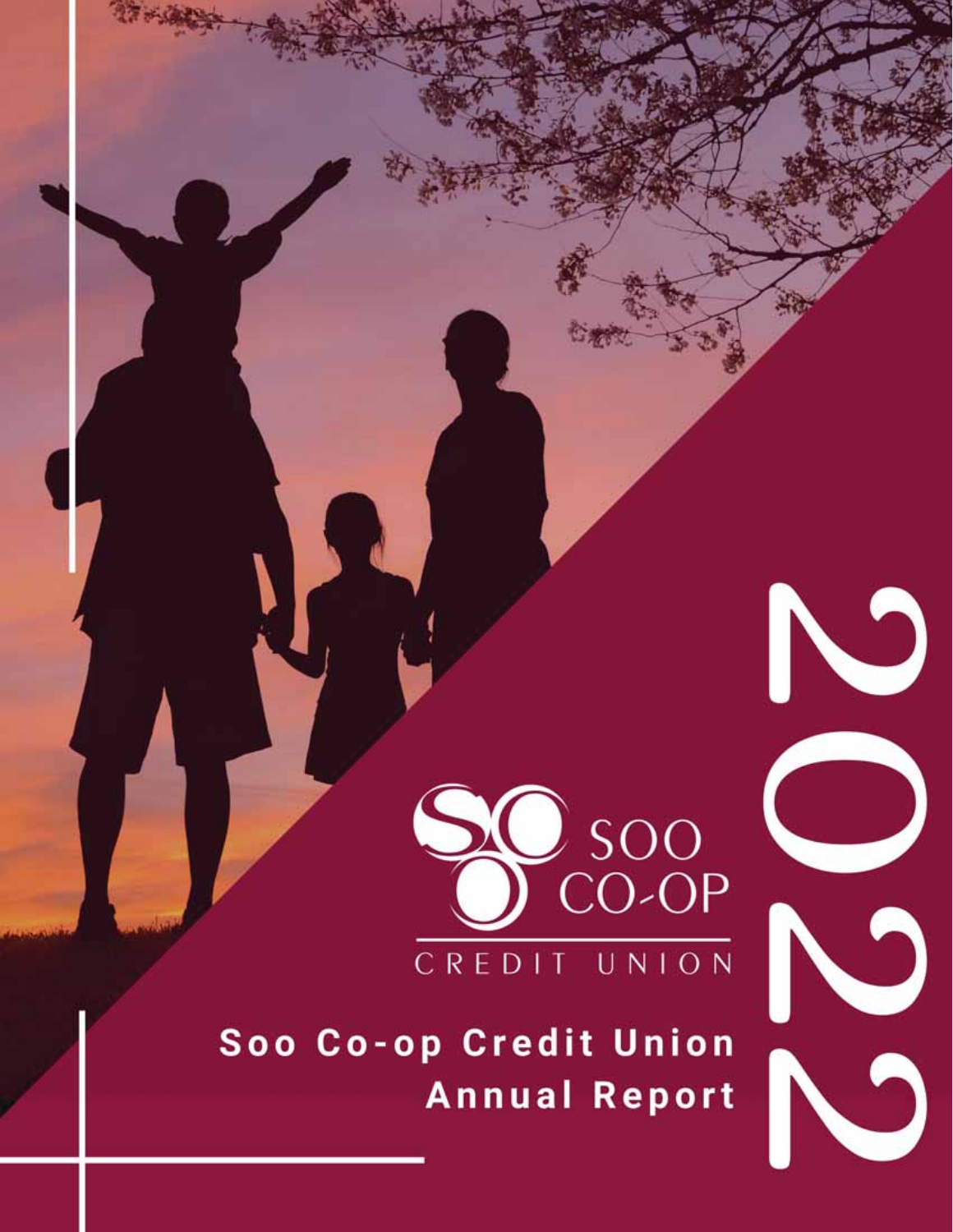SOO CO-OP

CREDIT UNION

# Soo Co-op Credit Union Annual Report

# 2022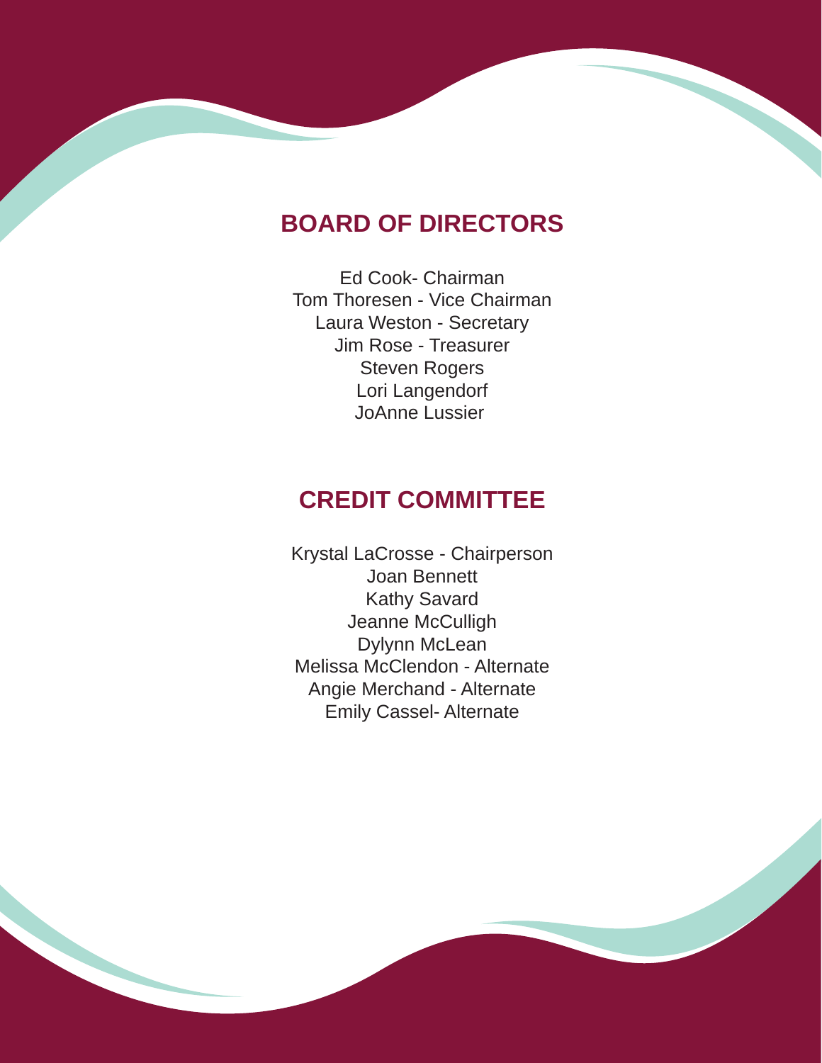## BOARD OF DIRECTORS

Ed Cook- Chairman
Tom Thoresen - Vice Chairman
Laura Weston - Secretary
Jim Rose - Treasurer
Steven Rogers
Lori Langendorf
JoAnne Lussier

## CREDIT COMMITTEE

Krystal LaCrosse - Chairperson
Joan Bennett
Kathy Savard
Jeanne McCulligh
Dylynn McLean
Melissa McClendon - Alternate
Angie Merchand - Alternate
Emily Cassel- Alternate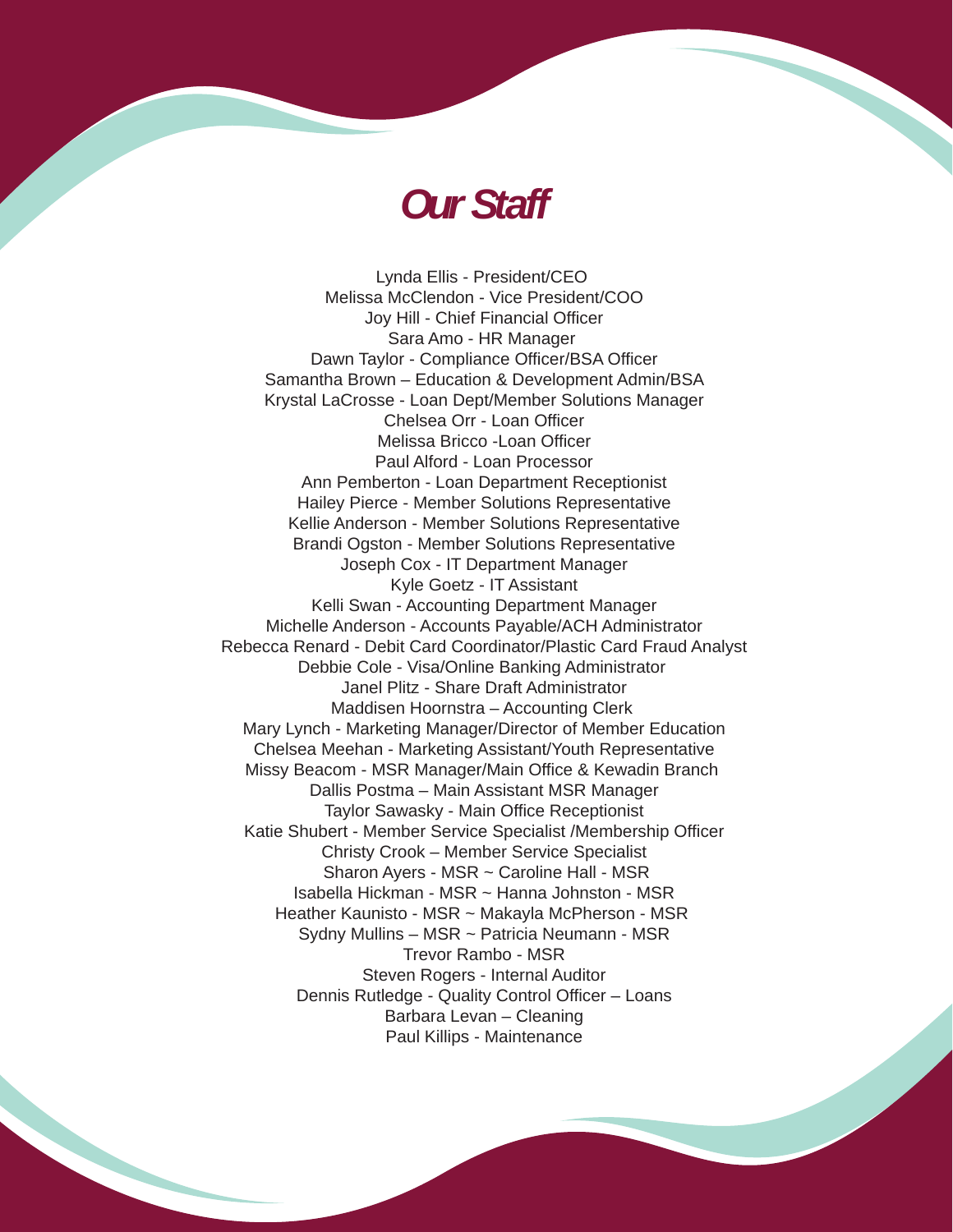# Our Staff

Lynda Ellis - President/CEO
Melissa McClendon - Vice President/COO
Joy Hill - Chief Financial Officer
Sara Amo - HR Manager
Dawn Taylor - Compliance Officer/BSA Officer
Samantha Brown – Education & Development Admin/BSA
Krystal LaCrosse - Loan Dept/Member Solutions Manager
Chelsea Orr - Loan Officer
Melissa Bricco -Loan Officer
Paul Alford - Loan Processor
Ann Pemberton - Loan Department Receptionist
Hailey Pierce - Member Solutions Representative
Kellie Anderson - Member Solutions Representative
Brandi Ogston - Member Solutions Representative
Joseph Cox - IT Department Manager
Kyle Goetz - IT Assistant
Kelli Swan - Accounting Department Manager
Michelle Anderson - Accounts Payable/ACH Administrator
Rebecca Renard - Debit Card Coordinator/Plastic Card Fraud Analyst
Debbie Cole - Visa/Online Banking Administrator
Janel Plitz - Share Draft Administrator
Maddisen Hoornstra – Accounting Clerk
Mary Lynch - Marketing Manager/Director of Member Education
Chelsea Meehan - Marketing Assistant/Youth Representative
Missy Beacom - MSR Manager/Main Office & Kewadin Branch
Dallis Postma – Main Assistant MSR Manager
Taylor Sawasky - Main Office Receptionist
Katie Shubert - Member Service Specialist /Membership Officer
Christy Crook – Member Service Specialist
Sharon Ayers - MSR ~ Caroline Hall - MSR
Isabella Hickman - MSR ~ Hanna Johnston - MSR
Heather Kaunisto - MSR ~ Makayla McPherson - MSR
Sydny Mullins – MSR ~ Patricia Neumann - MSR
Trevor Rambo - MSR
Steven Rogers - Internal Auditor
Dennis Rutledge - Quality Control Officer – Loans
Barbara Levan – Cleaning
Paul Killips - Maintenance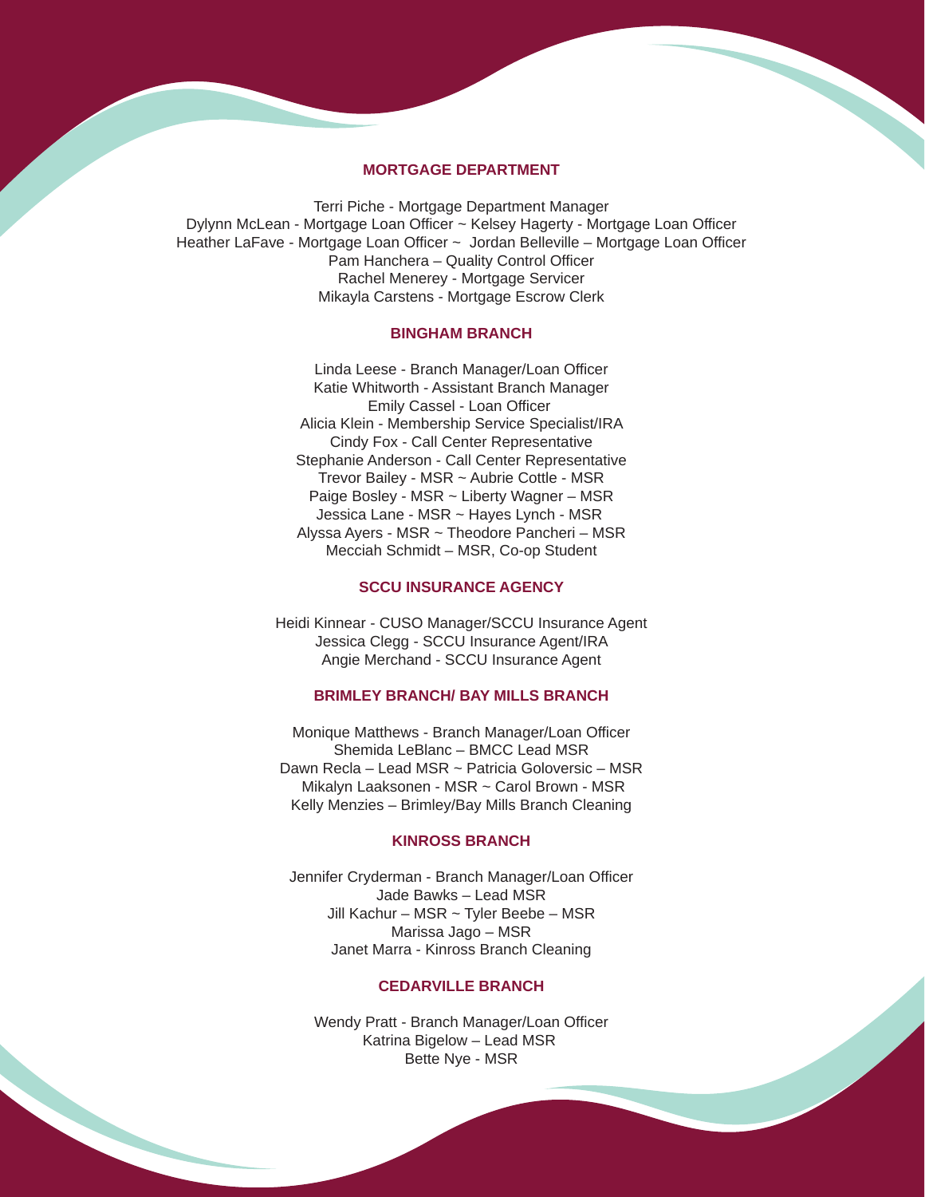## MORTGAGE DEPARTMENT

Terri Piche - Mortgage Department Manager
Dylynn McLean - Mortgage Loan Officer ~ Kelsey Hagerty - Mortgage Loan Officer
Heather LaFave - Mortgage Loan Officer ~ Jordan Belleville – Mortgage Loan Officer
Pam Hanchera – Quality Control Officer
Rachel Menerey - Mortgage Servicer
Mikayla Carstens - Mortgage Escrow Clerk

## BINGHAM BRANCH

Linda Leese - Branch Manager/Loan Officer
Katie Whitworth - Assistant Branch Manager
Emily Cassel - Loan Officer
Alicia Klein - Membership Service Specialist/IRA
Cindy Fox - Call Center Representative
Stephanie Anderson - Call Center Representative
Trevor Bailey - MSR ~ Aubrie Cottle - MSR
Paige Bosley - MSR ~ Liberty Wagner – MSR
Jessica Lane - MSR ~ Hayes Lynch - MSR
Alyssa Ayers - MSR ~ Theodore Pancheri – MSR
Mecciah Schmidt – MSR, Co-op Student

## SCCU INSURANCE AGENCY

Heidi Kinnear - CUSO Manager/SCCU Insurance Agent
Jessica Clegg - SCCU Insurance Agent/IRA
Angie Merchand - SCCU Insurance Agent

## BRIMLEY BRANCH/ BAY MILLS BRANCH

Monique Matthews - Branch Manager/Loan Officer
Shemida LeBlanc – BMCC Lead MSR
Dawn Recla – Lead MSR ~ Patricia Goloversic – MSR
Mikalyn Laaksonen - MSR ~ Carol Brown - MSR
Kelly Menzies – Brimley/Bay Mills Branch Cleaning

## KINROSS BRANCH

Jennifer Cryderman - Branch Manager/Loan Officer
Jade Bawks – Lead MSR
Jill Kachur – MSR ~ Tyler Beebe – MSR
Marissa Jago – MSR
Janet Marra - Kinross Branch Cleaning

## CEDARVILLE BRANCH

Wendy Pratt - Branch Manager/Loan Officer
Katrina Bigelow – Lead MSR
Bette Nye - MSR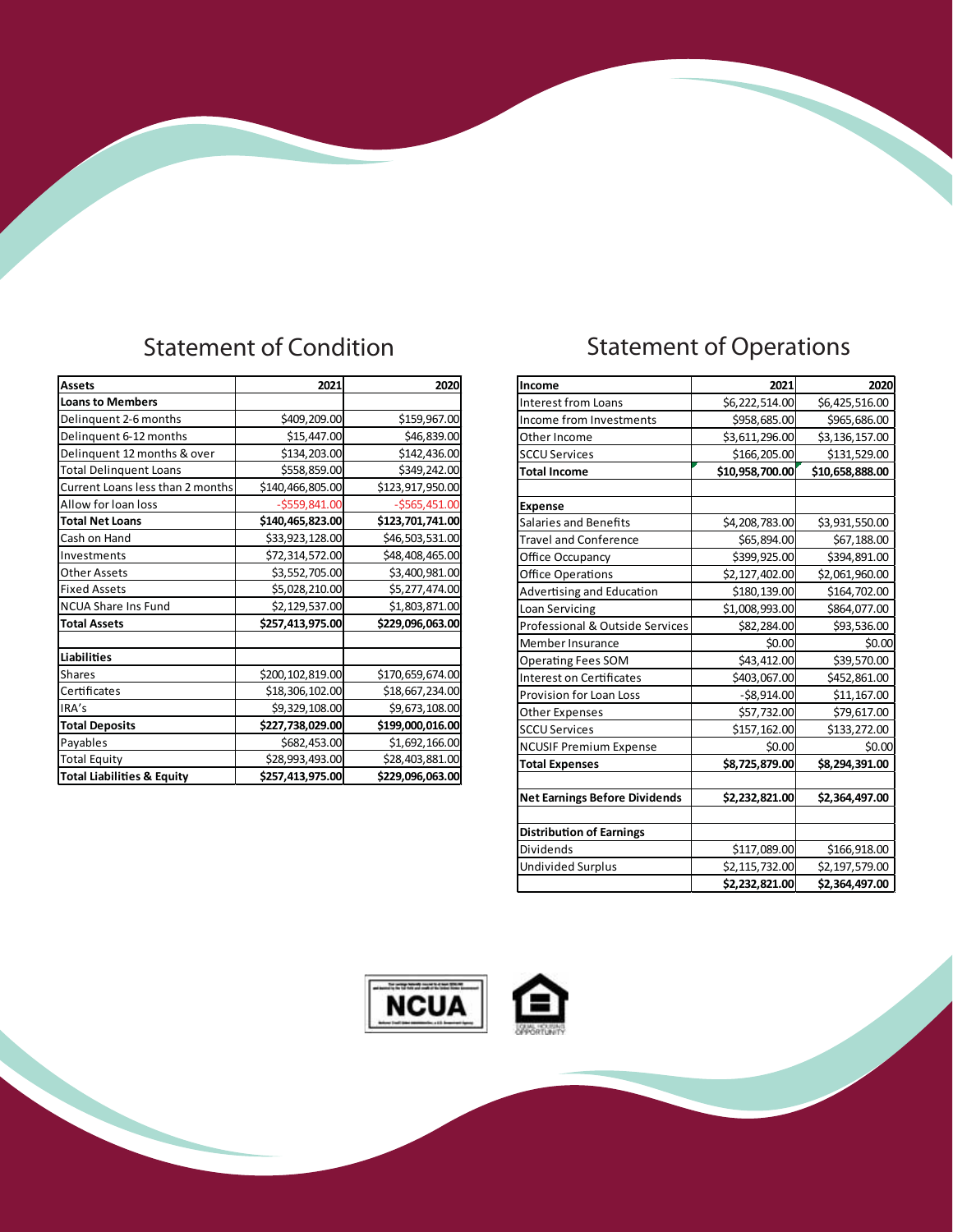## Statement of Condition

| Assets | 2021 | 2020 |
|---|---|---|
| **Loans to Members** | | |
| Delinquent 2-6 months | $409,209.00 | $159,967.00 |
| Delinquent 6-12 months | $15,447.00 | $46,839.00 |
| Delinquent 12 months & over | $134,203.00 | $142,436.00 |
| Total Delinquent Loans | $558,859.00 | $349,242.00 |
| Current Loans less than 2 months | $140,466,805.00 | $123,917,950.00 |
| Allow for loan loss | -$559,841.00 | -$565,451.00 |
| **Total Net Loans** | **$140,465,823.00** | **$123,701,741.00** |
| Cash on Hand | $33,923,128.00 | $46,503,531.00 |
| Investments | $72,314,572.00 | $48,408,465.00 |
| Other Assets | $3,552,705.00 | $3,400,981.00 |
| Fixed Assets | $5,028,210.00 | $5,277,474.00 |
| NCUA Share Ins Fund | $2,129,537.00 | $1,803,871.00 |
| **Total Assets** | **$257,413,975.00** | **$229,096,063.00** |
| | | |
| **Liabilities** | | |
| Shares | $200,102,819.00 | $170,659,674.00 |
| Certificates | $18,306,102.00 | $18,667,234.00 |
| IRA's | $9,329,108.00 | $9,673,108.00 |
| **Total Deposits** | **$227,738,029.00** | **$199,000,016.00** |
| Payables | $682,453.00 | $1,692,166.00 |
| Total Equity | $28,993,493.00 | $28,403,881.00 |
| **Total Liabilities & Equity** | **$257,413,975.00** | **$229,096,063.00** |

## Statement of Operations

| Income | 2021 | 2020 |
|---|---|---|
| Interest from Loans | $6,222,514.00 | $6,425,516.00 |
| Income from Investments | $958,685.00 | $965,686.00 |
| Other Income | $3,611,296.00 | $3,136,157.00 |
| SCCU Services | $166,205.00 | $131,529.00 |
| **Total Income** | **$10,958,700.00** | **$10,658,888.00** |
| | | |
| **Expense** | | |
| Salaries and Benefits | $4,208,783.00 | $3,931,550.00 |
| Travel and Conference | $65,894.00 | $67,188.00 |
| Office Occupancy | $399,925.00 | $394,891.00 |
| Office Operations | $2,127,402.00 | $2,061,960.00 |
| Advertising and Education | $180,139.00 | $164,702.00 |
| Loan Servicing | $1,008,993.00 | $864,077.00 |
| Professional & Outside Services | $82,284.00 | $93,536.00 |
| Member Insurance | $0.00 | $0.00 |
| Operating Fees SOM | $43,412.00 | $39,570.00 |
| Interest on Certificates | $403,067.00 | $452,861.00 |
| Provision for Loan Loss | -$8,914.00 | $11,167.00 |
| Other Expenses | $57,732.00 | $79,617.00 |
| SCCU Services | $157,162.00 | $133,272.00 |
| NCUSIF Premium Expense | $0.00 | $0.00 |
| **Total Expenses** | **$8,725,879.00** | **$8,294,391.00** |
| | | |
| **Net Earnings Before Dividends** | **$2,232,821.00** | **$2,364,497.00** |
| | | |
| **Distribution of Earnings** | | |
| Dividends | $117,089.00 | $166,918.00 |
| Undivided Surplus | $2,115,732.00 | $2,197,579.00 |
| | **$2,232,821.00** | **$2,364,497.00** |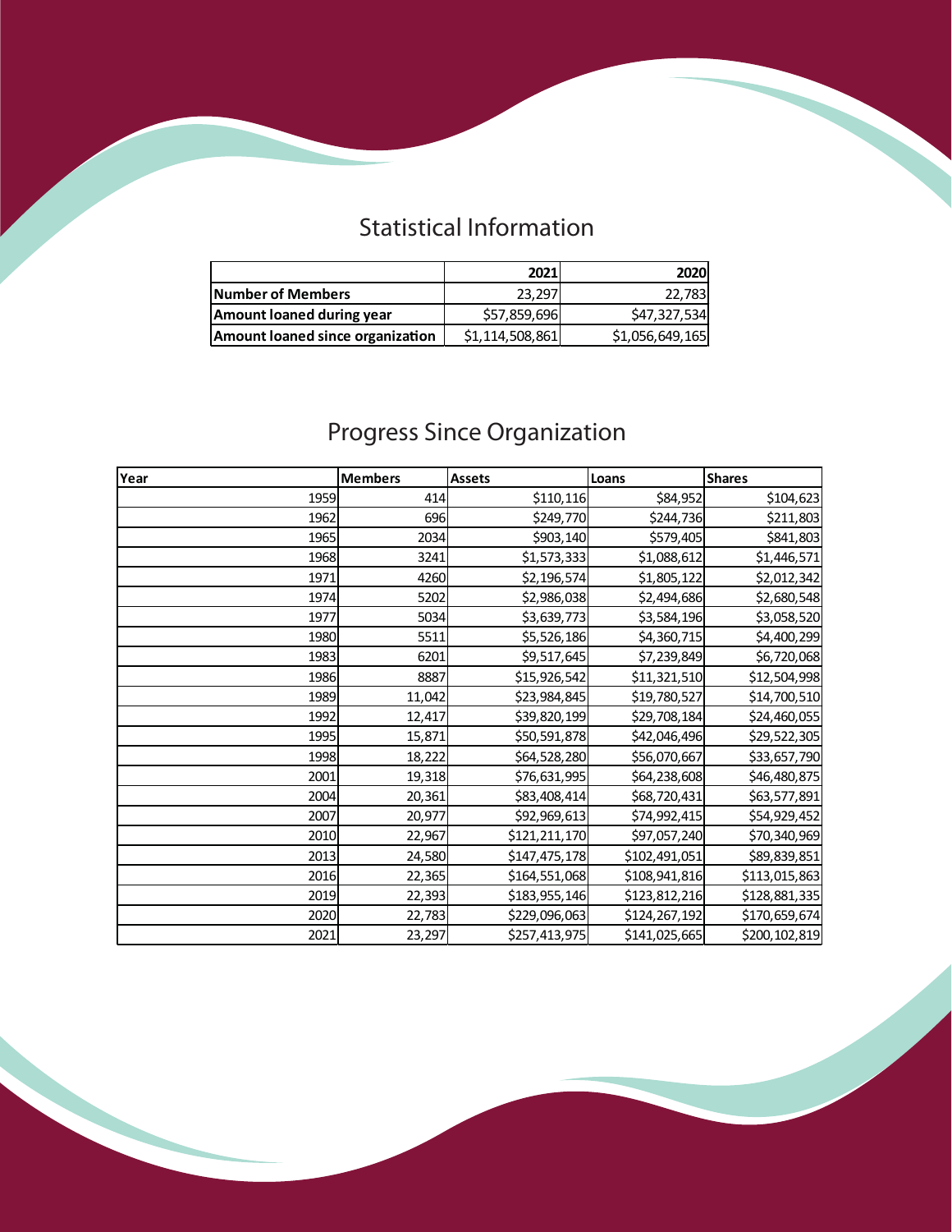## Statistical Information

| | 2021 | 2020 |
|---|---|---|
| **Number of Members** | 23,297 | 22,783 |
| **Amount loaned during year** | $57,859,696 | $47,327,534 |
| **Amount loaned since organization** | $1,114,508,861 | $1,056,649,165 |

## Progress Since Organization

| Year | Members | Assets | Loans | Shares |
|---|---|---|---|---|
| 1959 | 414 | $110,116 | $84,952 | $104,623 |
| 1962 | 696 | $249,770 | $244,736 | $211,803 |
| 1965 | 2034 | $903,140 | $579,405 | $841,803 |
| 1968 | 3241 | $1,573,333 | $1,088,612 | $1,446,571 |
| 1971 | 4260 | $2,196,574 | $1,805,122 | $2,012,342 |
| 1974 | 5202 | $2,986,038 | $2,494,686 | $2,680,548 |
| 1977 | 5034 | $3,639,773 | $3,584,196 | $3,058,520 |
| 1980 | 5511 | $5,526,186 | $4,360,715 | $4,400,299 |
| 1983 | 6201 | $9,517,645 | $7,239,849 | $6,720,068 |
| 1986 | 8887 | $15,926,542 | $11,321,510 | $12,504,998 |
| 1989 | 11,042 | $23,984,845 | $19,780,527 | $14,700,510 |
| 1992 | 12,417 | $39,820,199 | $29,708,184 | $24,460,055 |
| 1995 | 15,871 | $50,591,878 | $42,046,496 | $29,522,305 |
| 1998 | 18,222 | $64,528,280 | $56,070,667 | $33,657,790 |
| 2001 | 19,318 | $76,631,995 | $64,238,608 | $46,480,875 |
| 2004 | 20,361 | $83,408,414 | $68,720,431 | $63,577,891 |
| 2007 | 20,977 | $92,969,613 | $74,992,415 | $54,929,452 |
| 2010 | 22,967 | $121,211,170 | $97,057,240 | $70,340,969 |
| 2013 | 24,580 | $147,475,178 | $102,491,051 | $89,839,851 |
| 2016 | 22,365 | $164,551,068 | $108,941,816 | $113,015,863 |
| 2019 | 22,393 | $183,955,146 | $123,812,216 | $128,881,335 |
| 2020 | 22,783 | $229,096,063 | $124,267,192 | $170,659,674 |
| 2021 | 23,297 | $257,413,975 | $141,025,665 | $200,102,819 |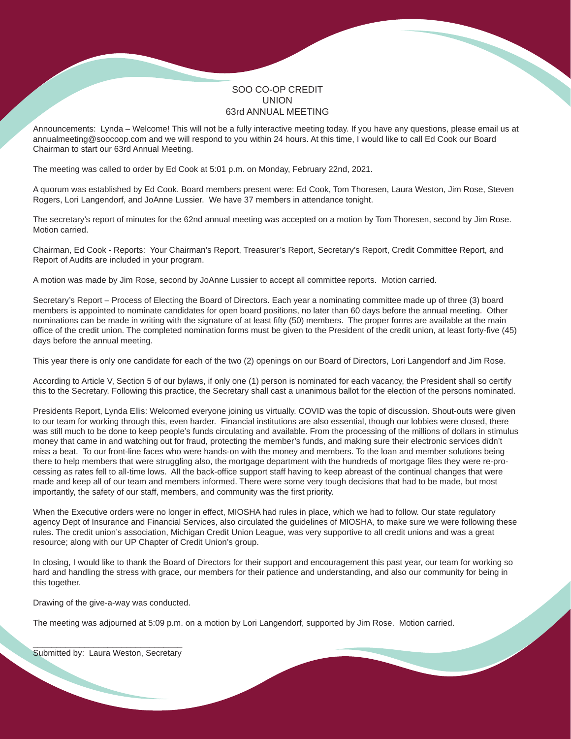# SOO CO-OP CREDIT UNION
# 63rd ANNUAL MEETING

Announcements: Lynda – Welcome! This will not be a fully interactive meeting today. If you have any questions, please email us at annualmeeting@soocoop.com and we will respond to you within 24 hours. At this time, I would like to call Ed Cook our Board Chairman to start our 63rd Annual Meeting.

The meeting was called to order by Ed Cook at 5:01 p.m. on Monday, February 22nd, 2021.

A quorum was established by Ed Cook. Board members present were: Ed Cook, Tom Thoresen, Laura Weston, Jim Rose, Steven Rogers, Lori Langendorf, and JoAnne Lussier. We have 37 members in attendance tonight.

The secretary's report of minutes for the 62nd annual meeting was accepted on a motion by Tom Thoresen, second by Jim Rose. Motion carried.

Chairman, Ed Cook - Reports: Your Chairman's Report, Treasurer's Report, Secretary's Report, Credit Committee Report, and Report of Audits are included in your program.

A motion was made by Jim Rose, second by JoAnne Lussier to accept all committee reports. Motion carried.

Secretary's Report – Process of Electing the Board of Directors. Each year a nominating committee made up of three (3) board members is appointed to nominate candidates for open board positions, no later than 60 days before the annual meeting. Other nominations can be made in writing with the signature of at least fifty (50) members. The proper forms are available at the main office of the credit union. The completed nomination forms must be given to the President of the credit union, at least forty-five (45) days before the annual meeting.

This year there is only one candidate for each of the two (2) openings on our Board of Directors, Lori Langendorf and Jim Rose.

According to Article V, Section 5 of our bylaws, if only one (1) person is nominated for each vacancy, the President shall so certify this to the Secretary. Following this practice, the Secretary shall cast a unanimous ballot for the election of the persons nominated.

Presidents Report, Lynda Ellis: Welcomed everyone joining us virtually. COVID was the topic of discussion. Shout-outs were given to our team for working through this, even harder. Financial institutions are also essential, though our lobbies were closed, there was still much to be done to keep people's funds circulating and available. From the processing of the millions of dollars in stimulus money that came in and watching out for fraud, protecting the member's funds, and making sure their electronic services didn't miss a beat. To our front-line faces who were hands-on with the money and members. To the loan and member solutions being there to help members that were struggling also, the mortgage department with the hundreds of mortgage files they were re-processing as rates fell to all-time lows. All the back-office support staff having to keep abreast of the continual changes that were made and keep all of our team and members informed. There were some very tough decisions that had to be made, but most importantly, the safety of our staff, members, and community was the first priority.

When the Executive orders were no longer in effect, MIOSHA had rules in place, which we had to follow. Our state regulatory agency Dept of Insurance and Financial Services, also circulated the guidelines of MIOSHA, to make sure we were following these rules. The credit union's association, Michigan Credit Union League, was very supportive to all credit unions and was a great resource; along with our UP Chapter of Credit Union's group.

In closing, I would like to thank the Board of Directors for their support and encouragement this past year, our team for working so hard and handling the stress with grace, our members for their patience and understanding, and also our community for being in this together.

Drawing of the give-a-way was conducted.

The meeting was adjourned at 5:09 p.m. on a motion by Lori Langendorf, supported by Jim Rose. Motion carried.

\_\_\_\_\_\_\_\_\_\_\_\_\_\_\_\_\_\_\_\_\_\_\_\_\_\_\_\_\_\_\_\_

Submitted by: Laura Weston, Secretary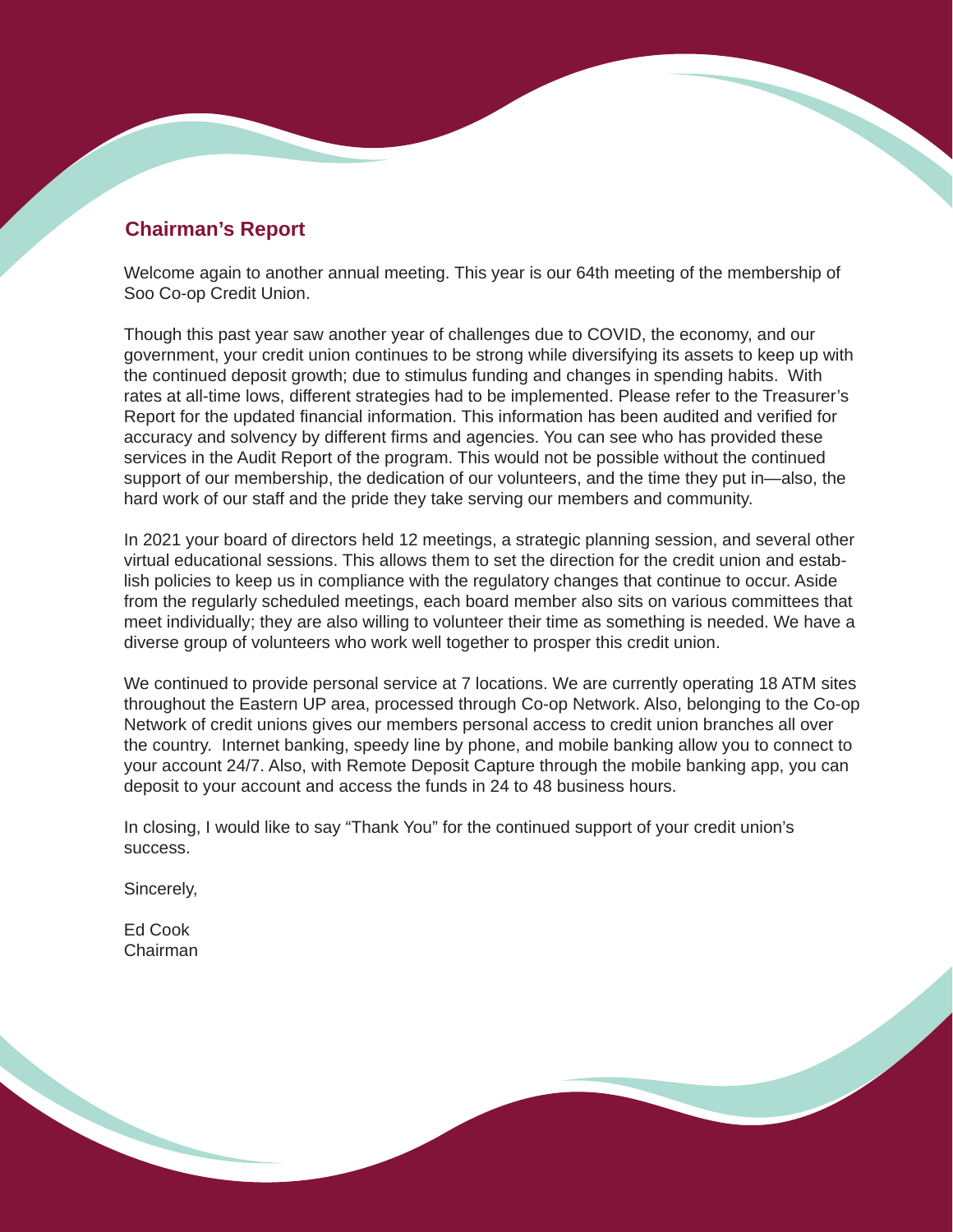## Chairman's Report

Welcome again to another annual meeting. This year is our 64th meeting of the membership of Soo Co-op Credit Union.

Though this past year saw another year of challenges due to COVID, the economy, and our government, your credit union continues to be strong while diversifying its assets to keep up with the continued deposit growth; due to stimulus funding and changes in spending habits. With rates at all-time lows, different strategies had to be implemented. Please refer to the Treasurer's Report for the updated financial information. This information has been audited and verified for accuracy and solvency by different firms and agencies. You can see who has provided these services in the Audit Report of the program. This would not be possible without the continued support of our membership, the dedication of our volunteers, and the time they put in—also, the hard work of our staff and the pride they take serving our members and community.

In 2021 your board of directors held 12 meetings, a strategic planning session, and several other virtual educational sessions. This allows them to set the direction for the credit union and establish policies to keep us in compliance with the regulatory changes that continue to occur. Aside from the regularly scheduled meetings, each board member also sits on various committees that meet individually; they are also willing to volunteer their time as something is needed. We have a diverse group of volunteers who work well together to prosper this credit union.

We continued to provide personal service at 7 locations. We are currently operating 18 ATM sites throughout the Eastern UP area, processed through Co-op Network. Also, belonging to the Co-op Network of credit unions gives our members personal access to credit union branches all over the country. Internet banking, speedy line by phone, and mobile banking allow you to connect to your account 24/7. Also, with Remote Deposit Capture through the mobile banking app, you can deposit to your account and access the funds in 24 to 48 business hours.

In closing, I would like to say "Thank You" for the continued support of your credit union's success.

Sincerely,

Ed Cook
Chairman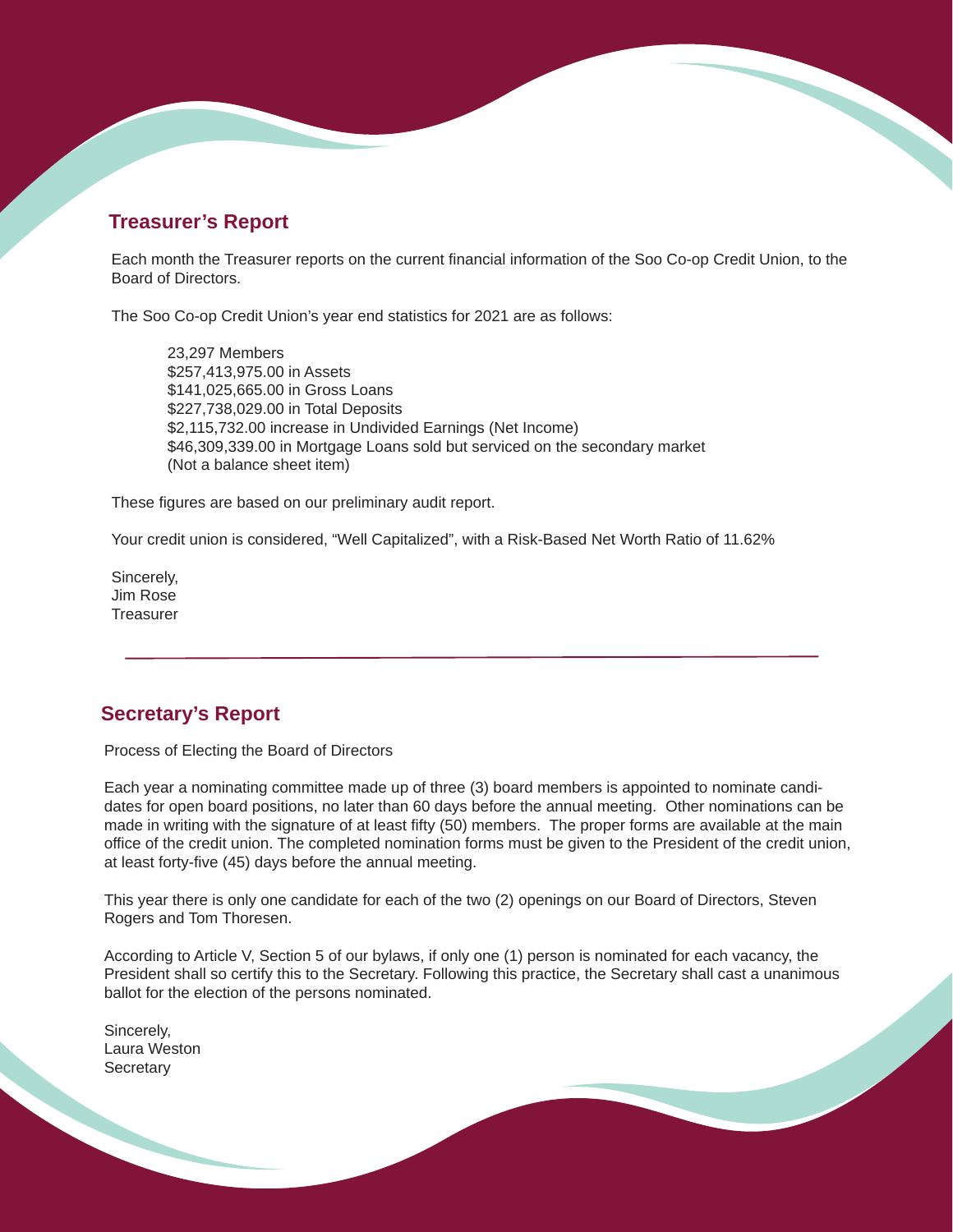## Treasurer's Report

Each month the Treasurer reports on the current financial information of the Soo Co-op Credit Union, to the Board of Directors.

The Soo Co-op Credit Union's year end statistics for 2021 are as follows:

23,297 Members
$257,413,975.00 in Assets
$141,025,665.00 in Gross Loans
$227,738,029.00 in Total Deposits
$2,115,732.00 increase in Undivided Earnings (Net Income)
$46,309,339.00 in Mortgage Loans sold but serviced on the secondary market
(Not a balance sheet item)

These figures are based on our preliminary audit report.

Your credit union is considered, "Well Capitalized", with a Risk-Based Net Worth Ratio of 11.62%

Sincerely,
Jim Rose
Treasurer

---

## Secretary's Report

Process of Electing the Board of Directors

Each year a nominating committee made up of three (3) board members is appointed to nominate candidates for open board positions, no later than 60 days before the annual meeting. Other nominations can be made in writing with the signature of at least fifty (50) members. The proper forms are available at the main office of the credit union. The completed nomination forms must be given to the President of the credit union, at least forty-five (45) days before the annual meeting.

This year there is only one candidate for each of the two (2) openings on our Board of Directors, Steven Rogers and Tom Thoresen.

According to Article V, Section 5 of our bylaws, if only one (1) person is nominated for each vacancy, the President shall so certify this to the Secretary. Following this practice, the Secretary shall cast a unanimous ballot for the election of the persons nominated.

Sincerely,
Laura Weston
Secretary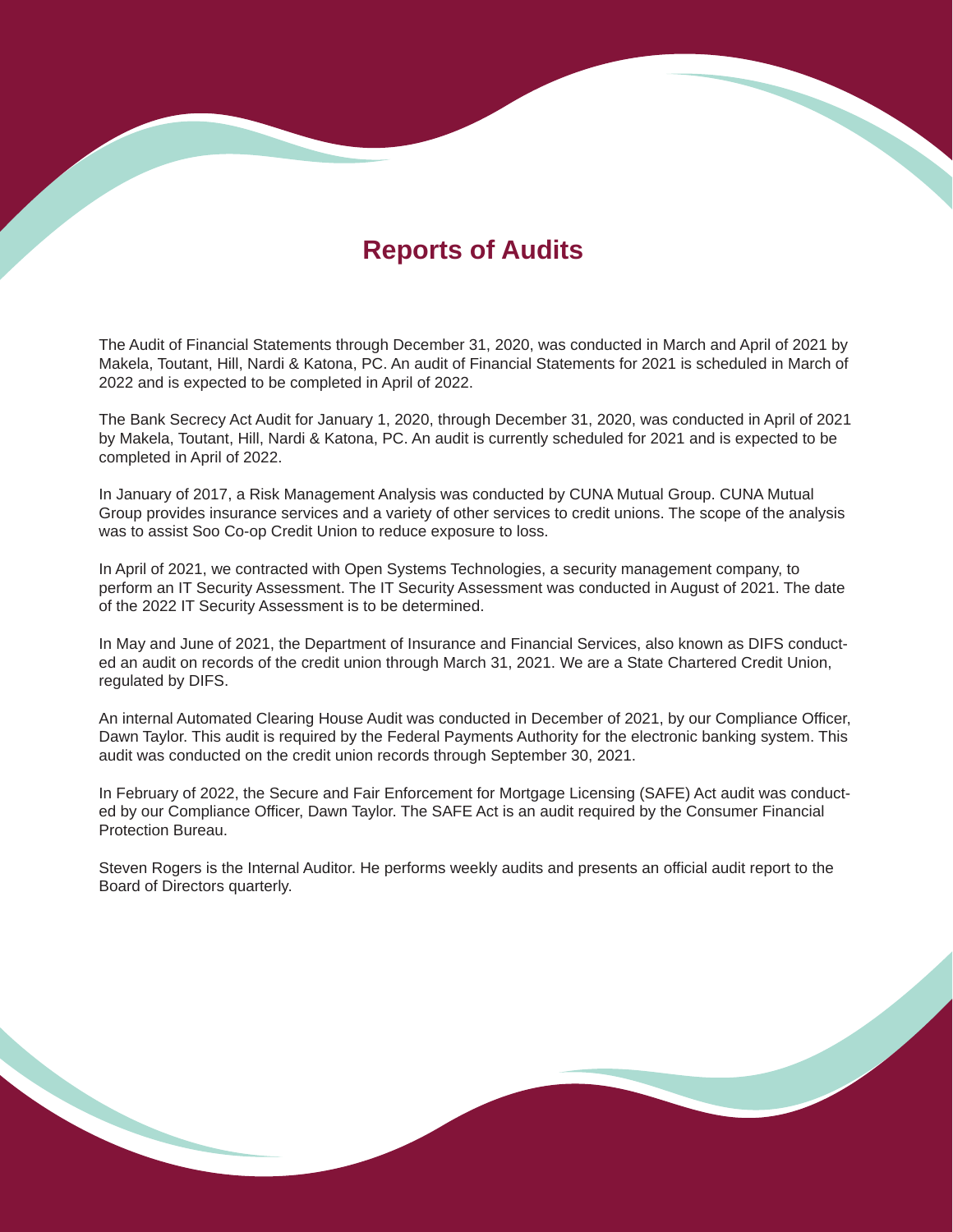# Reports of Audits

The Audit of Financial Statements through December 31, 2020, was conducted in March and April of 2021 by Makela, Toutant, Hill, Nardi & Katona, PC. An audit of Financial Statements for 2021 is scheduled in March of 2022 and is expected to be completed in April of 2022.

The Bank Secrecy Act Audit for January 1, 2020, through December 31, 2020, was conducted in April of 2021 by Makela, Toutant, Hill, Nardi & Katona, PC. An audit is currently scheduled for 2021 and is expected to be completed in April of 2022.

In January of 2017, a Risk Management Analysis was conducted by CUNA Mutual Group. CUNA Mutual Group provides insurance services and a variety of other services to credit unions. The scope of the analysis was to assist Soo Co-op Credit Union to reduce exposure to loss.

In April of 2021, we contracted with Open Systems Technologies, a security management company, to perform an IT Security Assessment. The IT Security Assessment was conducted in August of 2021. The date of the 2022 IT Security Assessment is to be determined.

In May and June of 2021, the Department of Insurance and Financial Services, also known as DIFS conducted an audit on records of the credit union through March 31, 2021. We are a State Chartered Credit Union, regulated by DIFS.

An internal Automated Clearing House Audit was conducted in December of 2021, by our Compliance Officer, Dawn Taylor. This audit is required by the Federal Payments Authority for the electronic banking system. This audit was conducted on the credit union records through September 30, 2021.

In February of 2022, the Secure and Fair Enforcement for Mortgage Licensing (SAFE) Act audit was conducted by our Compliance Officer, Dawn Taylor. The SAFE Act is an audit required by the Consumer Financial Protection Bureau.

Steven Rogers is the Internal Auditor. He performs weekly audits and presents an official audit report to the Board of Directors quarterly.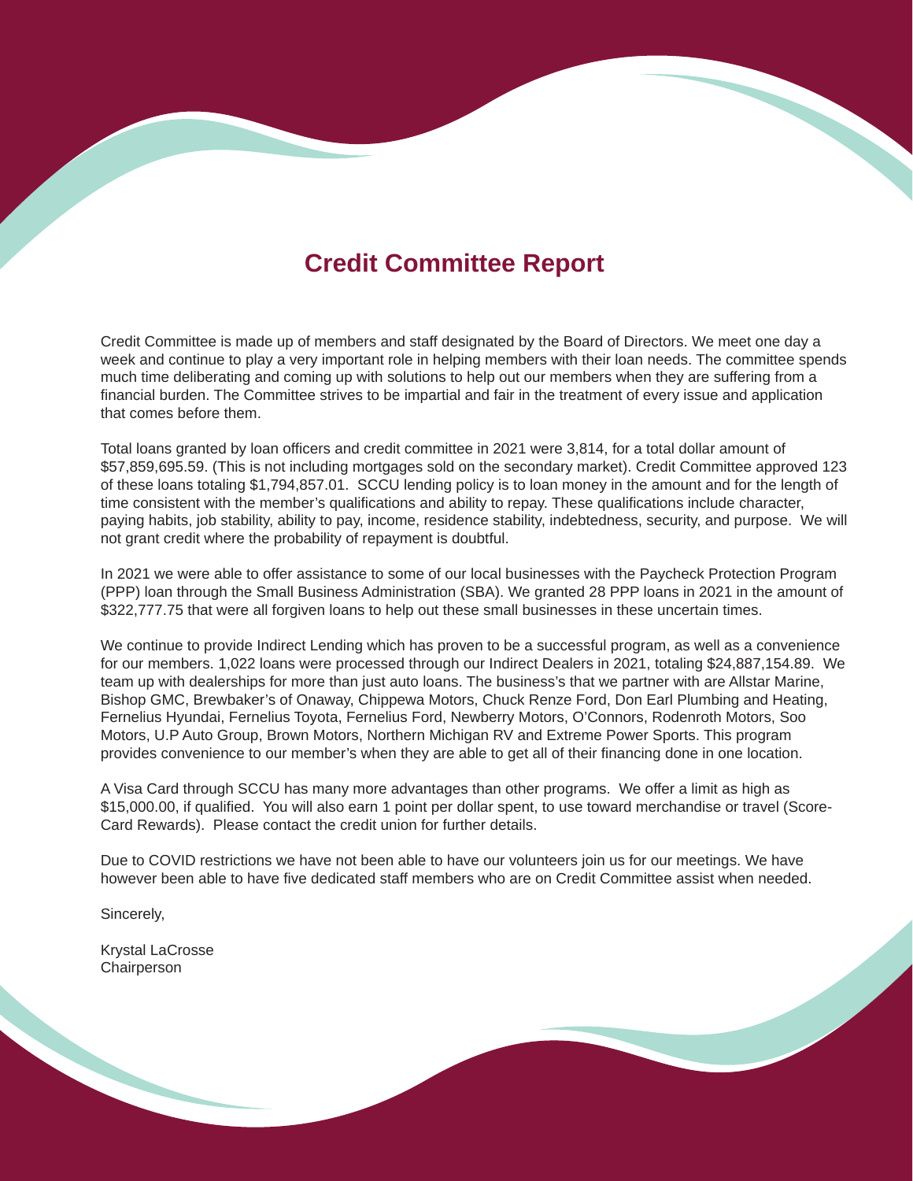# Credit Committee Report

Credit Committee is made up of members and staff designated by the Board of Directors. We meet one day a week and continue to play a very important role in helping members with their loan needs. The committee spends much time deliberating and coming up with solutions to help out our members when they are suffering from a financial burden. The Committee strives to be impartial and fair in the treatment of every issue and application that comes before them.

Total loans granted by loan officers and credit committee in 2021 were 3,814, for a total dollar amount of $57,859,695.59. (This is not including mortgages sold on the secondary market). Credit Committee approved 123 of these loans totaling $1,794,857.01. SCCU lending policy is to loan money in the amount and for the length of time consistent with the member's qualifications and ability to repay. These qualifications include character, paying habits, job stability, ability to pay, income, residence stability, indebtedness, security, and purpose. We will not grant credit where the probability of repayment is doubtful.

In 2021 we were able to offer assistance to some of our local businesses with the Paycheck Protection Program (PPP) loan through the Small Business Administration (SBA). We granted 28 PPP loans in 2021 in the amount of $322,777.75 that were all forgiven loans to help out these small businesses in these uncertain times.

We continue to provide Indirect Lending which has proven to be a successful program, as well as a convenience for our members. 1,022 loans were processed through our Indirect Dealers in 2021, totaling $24,887,154.89. We team up with dealerships for more than just auto loans. The business's that we partner with are Allstar Marine, Bishop GMC, Brewbaker's of Onaway, Chippewa Motors, Chuck Renze Ford, Don Earl Plumbing and Heating, Fernelius Hyundai, Fernelius Toyota, Fernelius Ford, Newberry Motors, O'Connors, Rodenroth Motors, Soo Motors, U.P Auto Group, Brown Motors, Northern Michigan RV and Extreme Power Sports. This program provides convenience to our member's when they are able to get all of their financing done in one location.

A Visa Card through SCCU has many more advantages than other programs. We offer a limit as high as $15,000.00, if qualified. You will also earn 1 point per dollar spent, to use toward merchandise or travel (Score-Card Rewards). Please contact the credit union for further details.

Due to COVID restrictions we have not been able to have our volunteers join us for our meetings. We have however been able to have five dedicated staff members who are on Credit Committee assist when needed.

Sincerely,

Krystal LaCrosse
Chairperson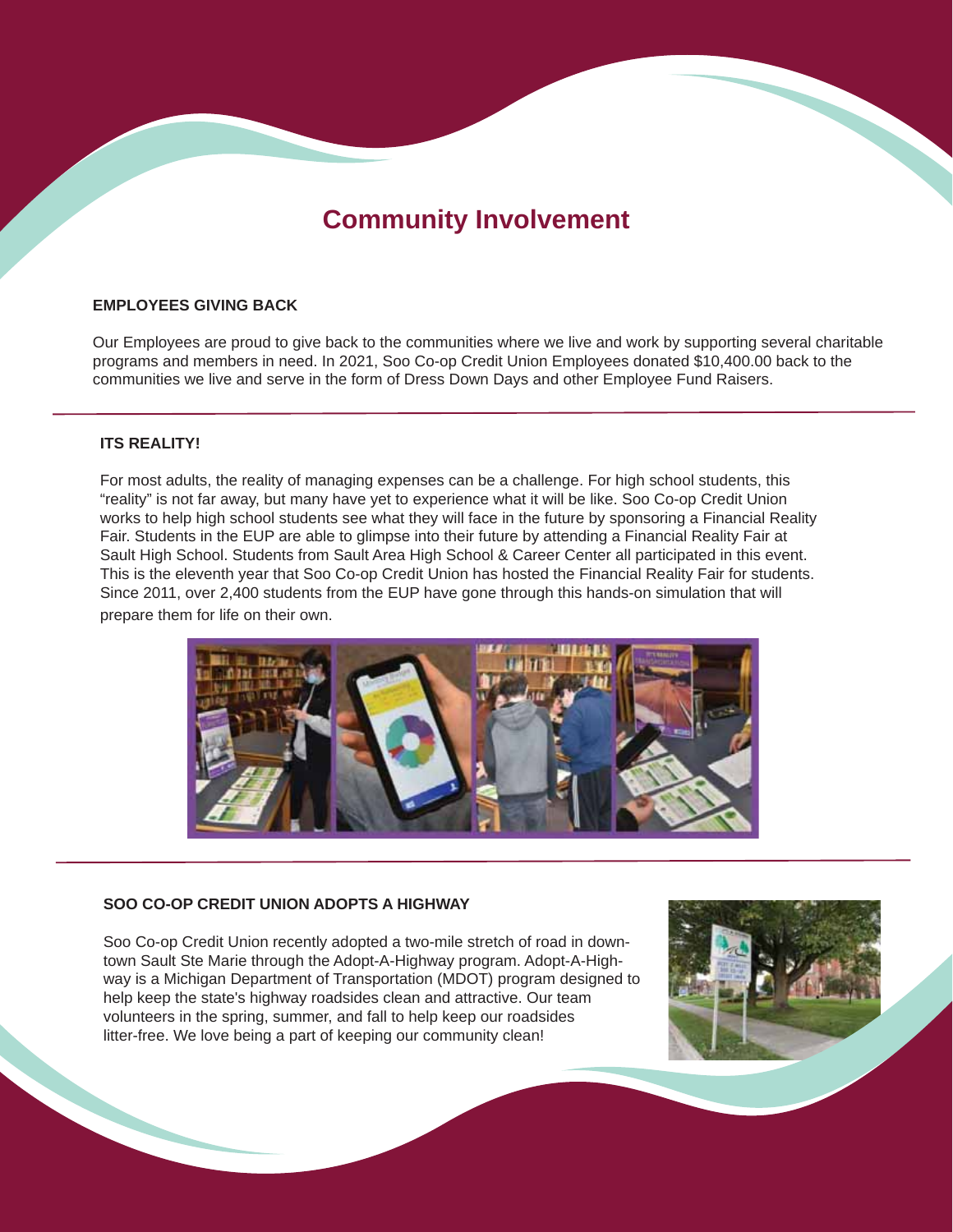# Community Involvement

### EMPLOYEES GIVING BACK

Our Employees are proud to give back to the communities where we live and work by supporting several charitable programs and members in need. In 2021, Soo Co-op Credit Union Employees donated $10,400.00 back to the communities we live and serve in the form of Dress Down Days and other Employee Fund Raisers.

### ITS REALITY!

For most adults, the reality of managing expenses can be a challenge. For high school students, this "reality" is not far away, but many have yet to experience what it will be like. Soo Co-op Credit Union works to help high school students see what they will face in the future by sponsoring a Financial Reality Fair. Students in the EUP are able to glimpse into their future by attending a Financial Reality Fair at Sault High School. Students from Sault Area High School & Career Center all participated in this event. This is the eleventh year that Soo Co-op Credit Union has hosted the Financial Reality Fair for students. Since 2011, over 2,400 students from the EUP have gone through this hands-on simulation that will prepare them for life on their own.

### SOO CO-OP CREDIT UNION ADOPTS A HIGHWAY

Soo Co-op Credit Union recently adopted a two-mile stretch of road in downtown Sault Ste Marie through the Adopt-A-Highway program. Adopt-A-Highway is a Michigan Department of Transportation (MDOT) program designed to help keep the state's highway roadsides clean and attractive. Our team volunteers in the spring, summer, and fall to help keep our roadsides litter-free. We love being a part of keeping our community clean!